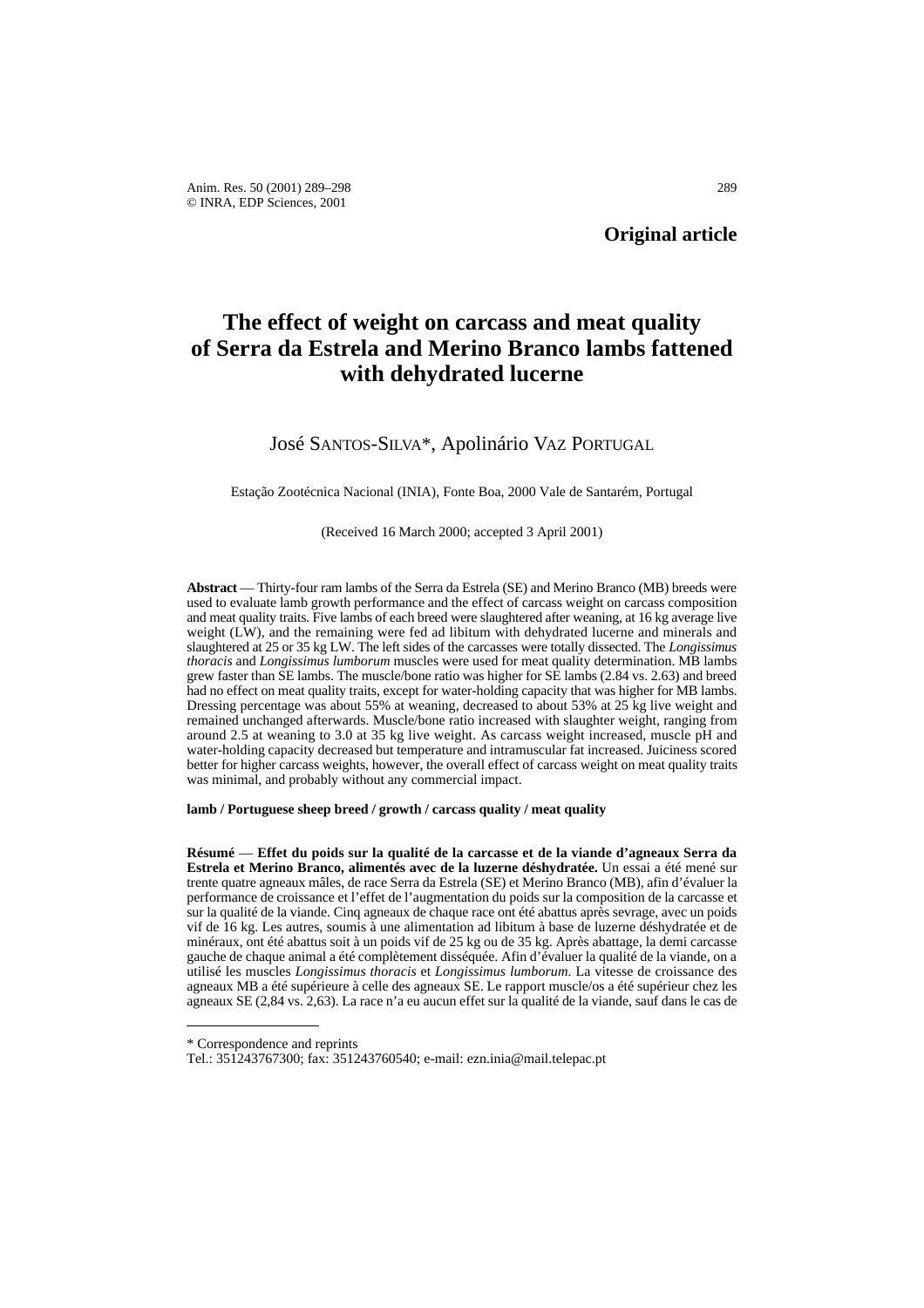**Original article**

# The effect of weight on carcass and meat quality of Serra da Estrela and Merino Branco lambs fattened with dehydrated lucerne

José SANTOS-SILVA*, Apolinário VAZ PORTUGAL

Estação Zootécnica Nacional (INIA), Fonte Boa, 2000 Vale de Santarém, Portugal

(Received 16 March 2000; accepted 3 April 2001)

**Abstract** — Thirty-four ram lambs of the Serra da Estrela (SE) and Merino Branco (MB) breeds were used to evaluate lamb growth performance and the effect of carcass weight on carcass composition and meat quality traits. Five lambs of each breed were slaughtered after weaning, at 16 kg average live weight (LW), and the remaining were fed ad libitum with dehydrated lucerne and minerals and slaughtered at 25 or 35 kg LW. The left sides of the carcasses were totally dissected. The *Longissimus thoracis* and *Longissimus lumborum* muscles were used for meat quality determination. MB lambs grew faster than SE lambs. The muscle/bone ratio was higher for SE lambs (2.84 vs. 2.63) and breed had no effect on meat quality traits, except for water-holding capacity that was higher for MB lambs. Dressing percentage was about 55% at weaning, decreased to about 53% at 25 kg live weight and remained unchanged afterwards. Muscle/bone ratio increased with slaughter weight, ranging from around 2.5 at weaning to 3.0 at 35 kg live weight. As carcass weight increased, muscle pH and water-holding capacity decreased but temperature and intramuscular fat increased. Juiciness scored better for higher carcass weights, however, the overall effect of carcass weight on meat quality traits was minimal, and probably without any commercial impact.

**lamb / Portuguese sheep breed / growth / carcass quality / meat quality**

**Résumé** — **Effet du poids sur la qualité de la carcasse et de la viande d'agneaux Serra da Estrela et Merino Branco, alimentés avec de la luzerne déshydratée.** Un essai a été mené sur trente quatre agneaux mâles, de race Serra da Estrela (SE) et Merino Branco (MB), afin d'évaluer la performance de croissance et l'effet de l'augmentation du poids sur la composition de la carcasse et sur la qualité de la viande. Cinq agneaux de chaque race ont été abattus après sevrage, avec un poids vif de 16 kg. Les autres, soumis à une alimentation ad libitum à base de luzerne déshydratée et de minéraux, ont été abattus soit à un poids vif de 25 kg ou de 35 kg. Après abattage, la demi carcasse gauche de chaque animal a été complètement disséquée. Afin d'évaluer la qualité de la viande, on a utilisé les muscles *Longissimus thoracis* et *Longissimus lumborum*. La vitesse de croissance des agneaux MB a été supérieure à celle des agneaux SE. Le rapport muscle/os a été supérieur chez les agneaux SE (2,84 vs. 2,63). La race n'a eu aucun effet sur la qualité de la viande, sauf dans le cas de

---

\* Correspondence and reprints
Tel.: 351243767300; fax: 351243760540; e-mail: ezn.inia@mail.telepac.pt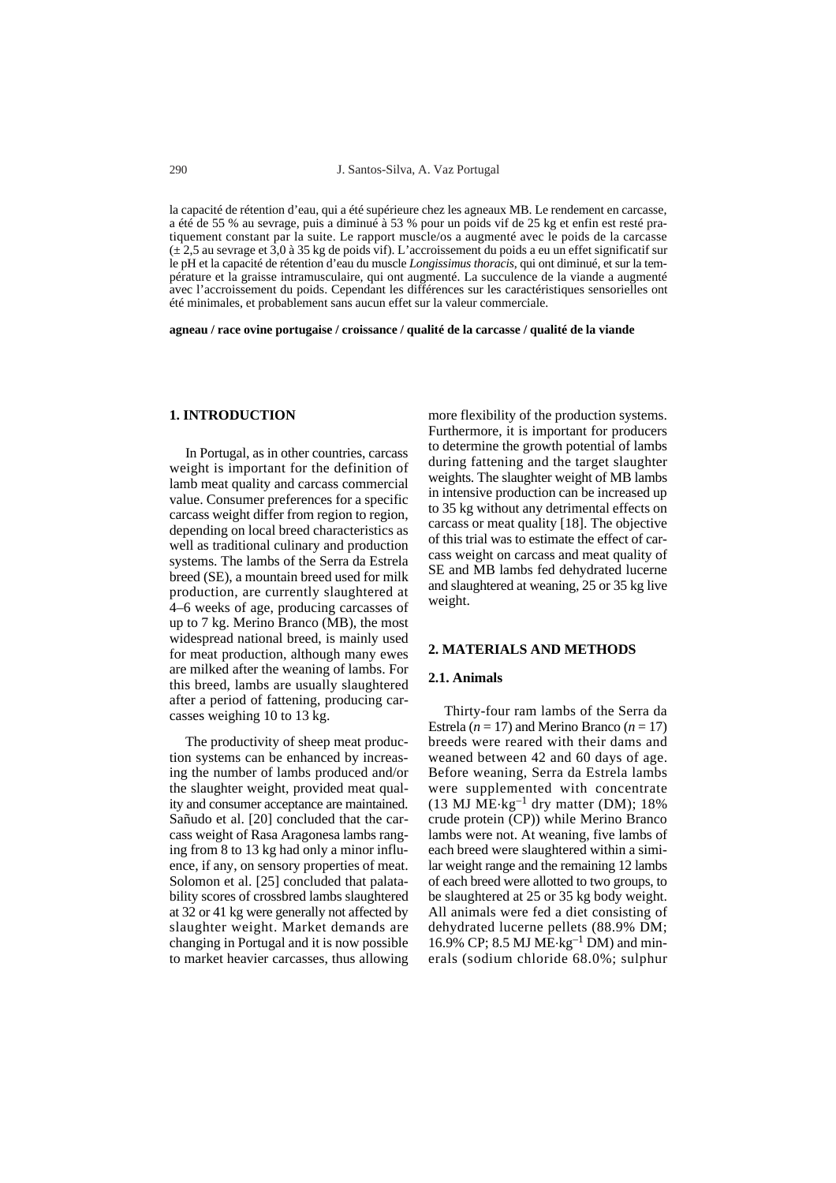la capacité de rétention d'eau, qui a été supérieure chez les agneaux MB. Le rendement en carcasse, a été de 55 % au sevrage, puis a diminué à 53 % pour un poids vif de 25 kg et enfin est resté pratiquement constant par la suite. Le rapport muscle/os a augmenté avec le poids de la carcasse (± 2,5 au sevrage et 3,0 à 35 kg de poids vif). L'accroissement du poids a eu un effet significatif sur le pH et la capacité de rétention d'eau du muscle *Longissimus thoracis*, qui ont diminué, et sur la température et la graisse intramusculaire, qui ont augmenté. La succulence de la viande a augmenté avec l'accroissement du poids. Cependant les différences sur les caractéristiques sensorielles ont été minimales, et probablement sans aucun effet sur la valeur commerciale.

**agneau / race ovine portugaise / croissance / qualité de la carcasse / qualité de la viande**

## 1. INTRODUCTION

In Portugal, as in other countries, carcass weight is important for the definition of lamb meat quality and carcass commercial value. Consumer preferences for a specific carcass weight differ from region to region, depending on local breed characteristics as well as traditional culinary and production systems. The lambs of the Serra da Estrela breed (SE), a mountain breed used for milk production, are currently slaughtered at 4–6 weeks of age, producing carcasses of up to 7 kg. Merino Branco (MB), the most widespread national breed, is mainly used for meat production, although many ewes are milked after the weaning of lambs. For this breed, lambs are usually slaughtered after a period of fattening, producing carcasses weighing 10 to 13 kg.

The productivity of sheep meat production systems can be enhanced by increasing the number of lambs produced and/or the slaughter weight, provided meat quality and consumer acceptance are maintained. Sañudo et al. [20] concluded that the carcass weight of Rasa Aragonesa lambs ranging from 8 to 13 kg had only a minor influence, if any, on sensory properties of meat. Solomon et al. [25] concluded that palatability scores of crossbred lambs slaughtered at 32 or 41 kg were generally not affected by slaughter weight. Market demands are changing in Portugal and it is now possible to market heavier carcasses, thus allowing more flexibility of the production systems. Furthermore, it is important for producers to determine the growth potential of lambs during fattening and the target slaughter weights. The slaughter weight of MB lambs in intensive production can be increased up to 35 kg without any detrimental effects on carcass or meat quality [18]. The objective of this trial was to estimate the effect of carcass weight on carcass and meat quality of SE and MB lambs fed dehydrated lucerne and slaughtered at weaning, 25 or 35 kg live weight.

## 2. MATERIALS AND METHODS

### 2.1. Animals

Thirty-four ram lambs of the Serra da Estrela ($n = 17$) and Merino Branco ($n = 17$) breeds were reared with their dams and weaned between 42 and 60 days of age. Before weaning, Serra da Estrela lambs were supplemented with concentrate (13 MJ ME·kg$^{-1}$ dry matter (DM); 18% crude protein (CP)) while Merino Branco lambs were not. At weaning, five lambs of each breed were slaughtered within a similar weight range and the remaining 12 lambs of each breed were allotted to two groups, to be slaughtered at 25 or 35 kg body weight. All animals were fed a diet consisting of dehydrated lucerne pellets (88.9% DM; 16.9% CP; 8.5 MJ ME·kg$^{-1}$ DM) and minerals (sodium chloride 68.0%; sulphur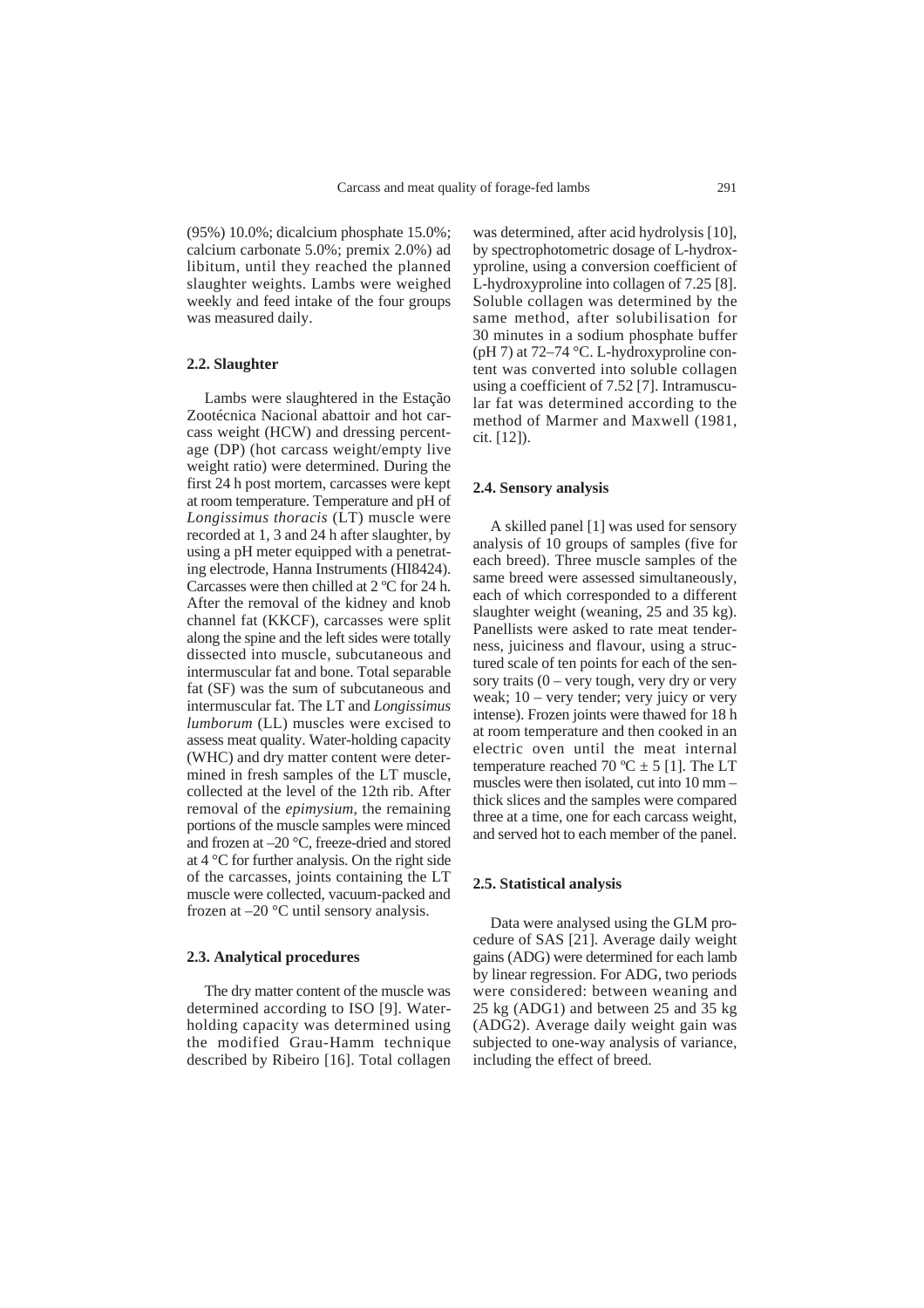(95%) 10.0%; dicalcium phosphate 15.0%; calcium carbonate 5.0%; premix 2.0%) ad libitum, until they reached the planned slaughter weights. Lambs were weighed weekly and feed intake of the four groups was measured daily.

### 2.2. Slaughter

Lambs were slaughtered in the Estação Zootécnica Nacional abattoir and hot carcass weight (HCW) and dressing percentage (DP) (hot carcass weight/empty live weight ratio) were determined. During the first 24 h post mortem, carcasses were kept at room temperature. Temperature and pH of *Longissimus thoracis* (LT) muscle were recorded at 1, 3 and 24 h after slaughter, by using a pH meter equipped with a penetrating electrode, Hanna Instruments (HI8424). Carcasses were then chilled at 2 ºC for 24 h. After the removal of the kidney and knob channel fat (KKCF), carcasses were split along the spine and the left sides were totally dissected into muscle, subcutaneous and intermuscular fat and bone. Total separable fat (SF) was the sum of subcutaneous and intermuscular fat. The LT and *Longissimus lumborum* (LL) muscles were excised to assess meat quality. Water-holding capacity (WHC) and dry matter content were determined in fresh samples of the LT muscle, collected at the level of the 12th rib. After removal of the *epimysium*, the remaining portions of the muscle samples were minced and frozen at –20 °C, freeze-dried and stored at 4 °C for further analysis. On the right side of the carcasses, joints containing the LT muscle were collected, vacuum-packed and frozen at –20 °C until sensory analysis.

### 2.3. Analytical procedures

The dry matter content of the muscle was determined according to ISO [9]. Water-holding capacity was determined using the modified Grau-Hamm technique described by Ribeiro [16]. Total collagen was determined, after acid hydrolysis [10], by spectrophotometric dosage of L-hydroxyproline, using a conversion coefficient of L-hydroxyproline into collagen of 7.25 [8]. Soluble collagen was determined by the same method, after solubilisation for 30 minutes in a sodium phosphate buffer (pH 7) at 72–74 °C. L-hydroxyproline content was converted into soluble collagen using a coefficient of 7.52 [7]. Intramuscular fat was determined according to the method of Marmer and Maxwell (1981, cit. [12]).

### 2.4. Sensory analysis

A skilled panel [1] was used for sensory analysis of 10 groups of samples (five for each breed). Three muscle samples of the same breed were assessed simultaneously, each of which corresponded to a different slaughter weight (weaning, 25 and 35 kg). Panellists were asked to rate meat tenderness, juiciness and flavour, using a structured scale of ten points for each of the sensory traits (0 – very tough, very dry or very weak; 10 – very tender; very juicy or very intense). Frozen joints were thawed for 18 h at room temperature and then cooked in an electric oven until the meat internal temperature reached 70 ºC ± 5 [1]. The LT muscles were then isolated, cut into 10 mm – thick slices and the samples were compared three at a time, one for each carcass weight, and served hot to each member of the panel.

### 2.5. Statistical analysis

Data were analysed using the GLM procedure of SAS [21]. Average daily weight gains (ADG) were determined for each lamb by linear regression. For ADG, two periods were considered: between weaning and 25 kg (ADG1) and between 25 and 35 kg (ADG2). Average daily weight gain was subjected to one-way analysis of variance, including the effect of breed.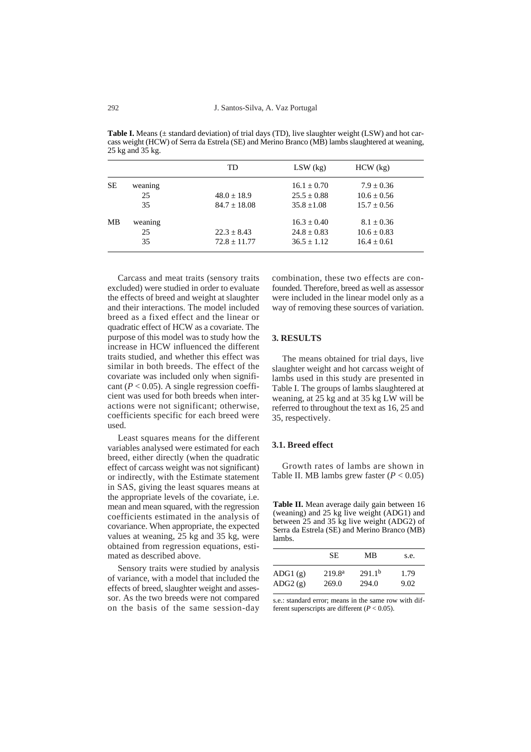**Table I.** Means (± standard deviation) of trial days (TD), live slaughter weight (LSW) and hot carcass weight (HCW) of Serra da Estrela (SE) and Merino Branco (MB) lambs slaughtered at weaning, 25 kg and 35 kg.

| | | TD | LSW (kg) | HCW (kg) |
|---|---|---|---|---|
| SE | weaning | | 16.1 ± 0.70 | 7.9 ± 0.36 |
| | 25 | 48.0 ± 18.9 | 25.5 ± 0.88 | 10.6 ± 0.56 |
| | 35 | 84.7 ± 18.08 | 35.8 ±1.08 | 15.7 ± 0.56 |
| MB | weaning | | 16.3 ± 0.40 | 8.1 ± 0.36 |
| | 25 | 22.3 ± 8.43 | 24.8 ± 0.83 | 10.6 ± 0.83 |
| | 35 | 72.8 ± 11.77 | 36.5 ± 1.12 | 16.4 ± 0.61 |

Carcass and meat traits (sensory traits excluded) were studied in order to evaluate the effects of breed and weight at slaughter and their interactions. The model included breed as a fixed effect and the linear or quadratic effect of HCW as a covariate. The purpose of this model was to study how the increase in HCW influenced the different traits studied, and whether this effect was similar in both breeds. The effect of the covariate was included only when significant ($P < 0.05$). A single regression coefficient was used for both breeds when interactions were not significant; otherwise, coefficients specific for each breed were used.

Least squares means for the different variables analysed were estimated for each breed, either directly (when the quadratic effect of carcass weight was not significant) or indirectly, with the Estimate statement in SAS, giving the least squares means at the appropriate levels of the covariate, i.e. mean and mean squared, with the regression coefficients estimated in the analysis of covariance. When appropriate, the expected values at weaning, 25 kg and 35 kg, were obtained from regression equations, estimated as described above.

Sensory traits were studied by analysis of variance, with a model that included the effects of breed, slaughter weight and assessor. As the two breeds were not compared on the basis of the same session-day combination, these two effects are confounded. Therefore, breed as well as assessor were included in the linear model only as a way of removing these sources of variation.

## 3. RESULTS

The means obtained for trial days, live slaughter weight and hot carcass weight of lambs used in this study are presented in Table I. The groups of lambs slaughtered at weaning, at 25 kg and at 35 kg LW will be referred to throughout the text as 16, 25 and 35, respectively.

### 3.1. Breed effect

Growth rates of lambs are shown in Table II. MB lambs grew faster ($P < 0.05$)

**Table II.** Mean average daily gain between 16 (weaning) and 25 kg live weight (ADG1) and between 25 and 35 kg live weight (ADG2) of Serra da Estrela (SE) and Merino Branco (MB) lambs.

| | SE | MB | s.e. |
|---|---|---|---|
| ADG1 (g) | 219.8[a] | 291.1[b] | 1.79 |
| ADG2 (g) | 269.0 | 294.0 | 9.02 |

s.e.: standard error; means in the same row with different superscripts are different ($P < 0.05$).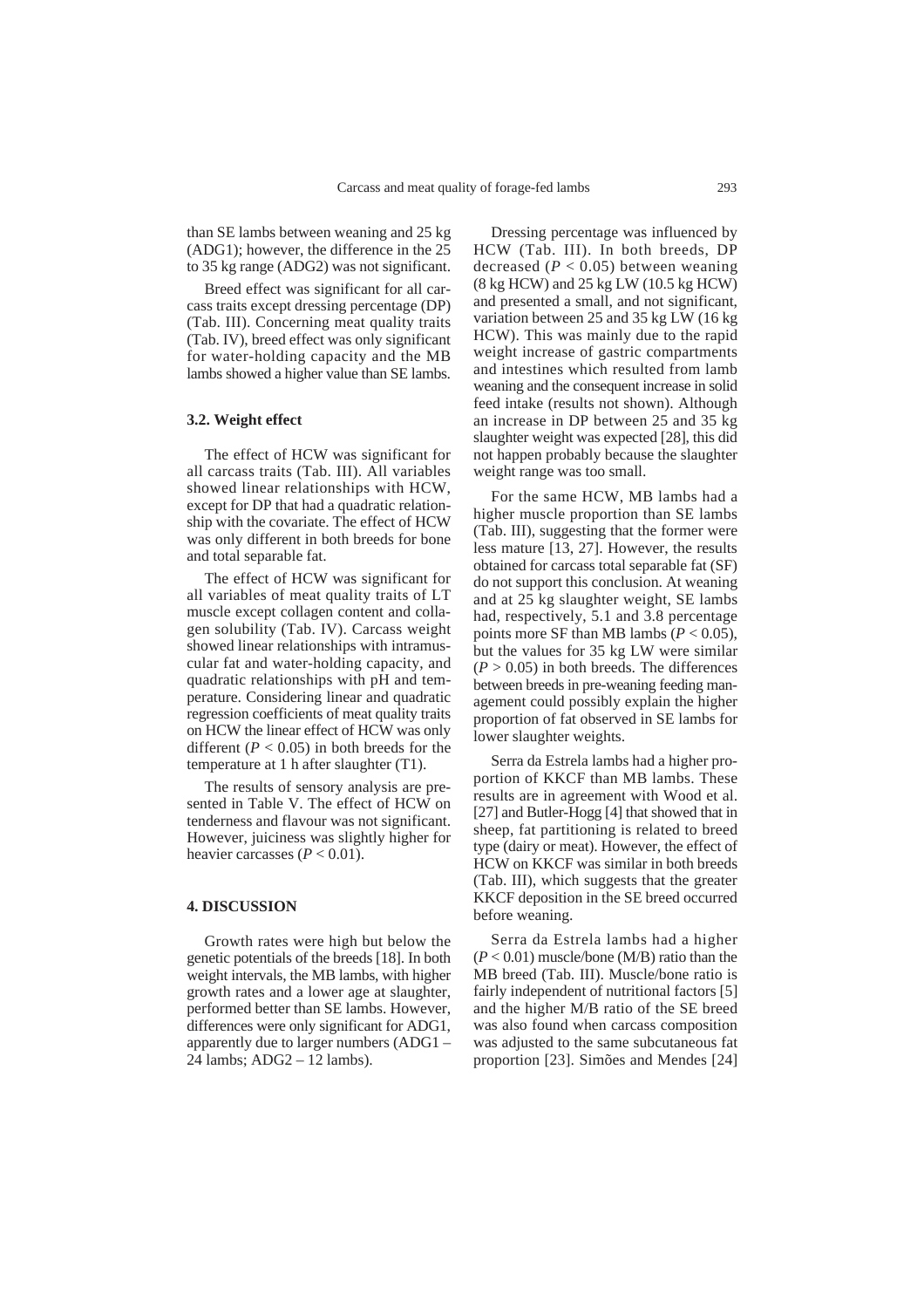than SE lambs between weaning and 25 kg (ADG1); however, the difference in the 25 to 35 kg range (ADG2) was not significant.

Breed effect was significant for all carcass traits except dressing percentage (DP) (Tab. III). Concerning meat quality traits (Tab. IV), breed effect was only significant for water-holding capacity and the MB lambs showed a higher value than SE lambs.

### 3.2. Weight effect

The effect of HCW was significant for all carcass traits (Tab. III). All variables showed linear relationships with HCW, except for DP that had a quadratic relationship with the covariate. The effect of HCW was only different in both breeds for bone and total separable fat.

The effect of HCW was significant for all variables of meat quality traits of LT muscle except collagen content and collagen solubility (Tab. IV). Carcass weight showed linear relationships with intramuscular fat and water-holding capacity, and quadratic relationships with pH and temperature. Considering linear and quadratic regression coefficients of meat quality traits on HCW the linear effect of HCW was only different ($P < 0.05$) in both breeds for the temperature at 1 h after slaughter (T1).

The results of sensory analysis are presented in Table V. The effect of HCW on tenderness and flavour was not significant. However, juiciness was slightly higher for heavier carcasses ($P < 0.01$).

## 4. DISCUSSION

Growth rates were high but below the genetic potentials of the breeds [18]. In both weight intervals, the MB lambs, with higher growth rates and a lower age at slaughter, performed better than SE lambs. However, differences were only significant for ADG1, apparently due to larger numbers (ADG1 – 24 lambs; ADG2 – 12 lambs).

Dressing percentage was influenced by HCW (Tab. III). In both breeds, DP decreased ($P < 0.05$) between weaning (8 kg HCW) and 25 kg LW (10.5 kg HCW) and presented a small, and not significant, variation between 25 and 35 kg LW (16 kg HCW). This was mainly due to the rapid weight increase of gastric compartments and intestines which resulted from lamb weaning and the consequent increase in solid feed intake (results not shown). Although an increase in DP between 25 and 35 kg slaughter weight was expected [28], this did not happen probably because the slaughter weight range was too small.

For the same HCW, MB lambs had a higher muscle proportion than SE lambs (Tab. III), suggesting that the former were less mature [13, 27]. However, the results obtained for carcass total separable fat (SF) do not support this conclusion. At weaning and at 25 kg slaughter weight, SE lambs had, respectively, 5.1 and 3.8 percentage points more SF than MB lambs ($P < 0.05$), but the values for 35 kg LW were similar ($P > 0.05$) in both breeds. The differences between breeds in pre-weaning feeding management could possibly explain the higher proportion of fat observed in SE lambs for lower slaughter weights.

Serra da Estrela lambs had a higher proportion of KKCF than MB lambs. These results are in agreement with Wood et al. [27] and Butler-Hogg [4] that showed that in sheep, fat partitioning is related to breed type (dairy or meat). However, the effect of HCW on KKCF was similar in both breeds (Tab. III), which suggests that the greater KKCF deposition in the SE breed occurred before weaning.

Serra da Estrela lambs had a higher ($P < 0.01$) muscle/bone (M/B) ratio than the MB breed (Tab. III). Muscle/bone ratio is fairly independent of nutritional factors [5] and the higher M/B ratio of the SE breed was also found when carcass composition was adjusted to the same subcutaneous fat proportion [23]. Simões and Mendes [24]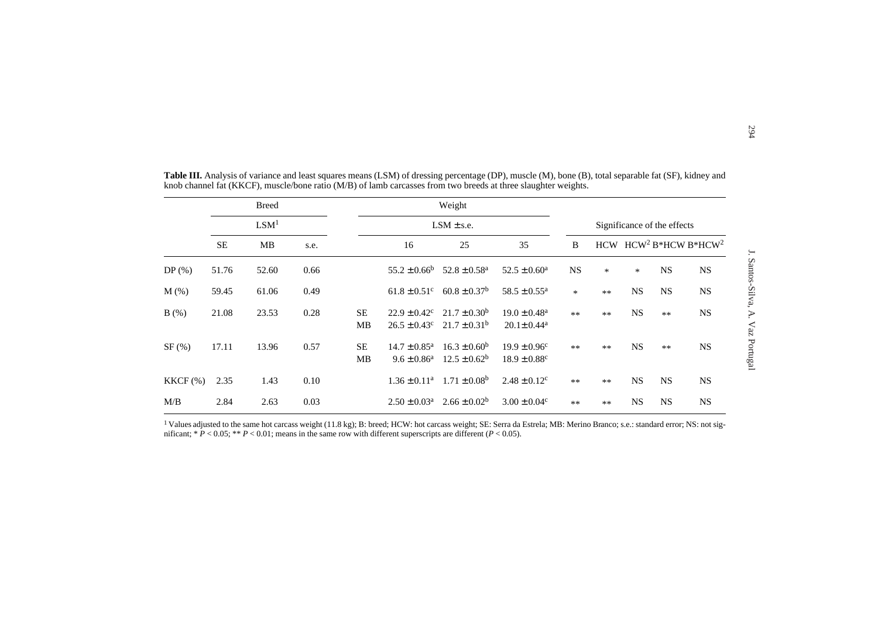**Table III.** Analysis of variance and least squares means (LSM) of dressing percentage (DP), muscle (M), bone (B), total separable fat (SF), kidney and knob channel fat (KKCF), muscle/bone ratio (M/B) of lamb carcasses from two breeds at three slaughter weights.

| | Breed | | | | Weight | | | Significance of the effects | | | | |
|---|---|---|---|---|---|---|---|---|---|---|---|---|
| | LSM[1] | | | | LSM ± s.e. | | | | | | | |
| | SE | MB | s.e. | | 16 | 25 | 35 | B | HCW | $HCW^2$ | B*HCW | B*$HCW^2$ |
| DP (%) | 51.76 | 52.60 | 0.66 | | $55.2 \pm 0.66^b$ | $52.8 \pm 0.58^a$ | $52.5 \pm 0.60^a$ | NS | * | * | NS | NS |
| M (%) | 59.45 | 61.06 | 0.49 | | $61.8 \pm 0.51^c$ | $60.8 \pm 0.37^b$ | $58.5 \pm 0.55^a$ | * | ** | NS | NS | NS |
| B (%) | 21.08 | 23.53 | 0.28 | SE | $22.9 \pm 0.42^c$ | $21.7 \pm 0.30^b$ | $19.0 \pm 0.48^a$ | ** | ** | NS | ** | NS |
| | | | | MB | $26.5 \pm 0.43^c$ | $21.7 \pm 0.31^b$ | $20.1 \pm 0.44^a$ | | | | | |
| SF (%) | 17.11 | 13.96 | 0.57 | SE | $14.7 \pm 0.85^a$ | $16.3 \pm 0.60^b$ | $19.9 \pm 0.96^c$ | ** | ** | NS | ** | NS |
| | | | | MB | $9.6 \pm 0.86^a$ | $12.5 \pm 0.62^b$ | $18.9 \pm 0.88^c$ | | | | | |
| KKCF (%) | 2.35 | 1.43 | 0.10 | | $1.36 \pm 0.11^a$ | $1.71 \pm 0.08^b$ | $2.48 \pm 0.12^c$ | ** | ** | NS | NS | NS |
| M/B | 2.84 | 2.63 | 0.03 | | $2.50 \pm 0.03^a$ | $2.66 \pm 0.02^b$ | $3.00 \pm 0.04^c$ | ** | ** | NS | NS | NS |

[1] Values adjusted to the same hot carcass weight (11.8 kg); B: breed; HCW: hot carcass weight; SE: Serra da Estrela; MB: Merino Branco; s.e.: standard error; NS: not significant; * $P < 0.05$; ** $P < 0.01$; means in the same row with different superscripts are different ($P < 0.05$).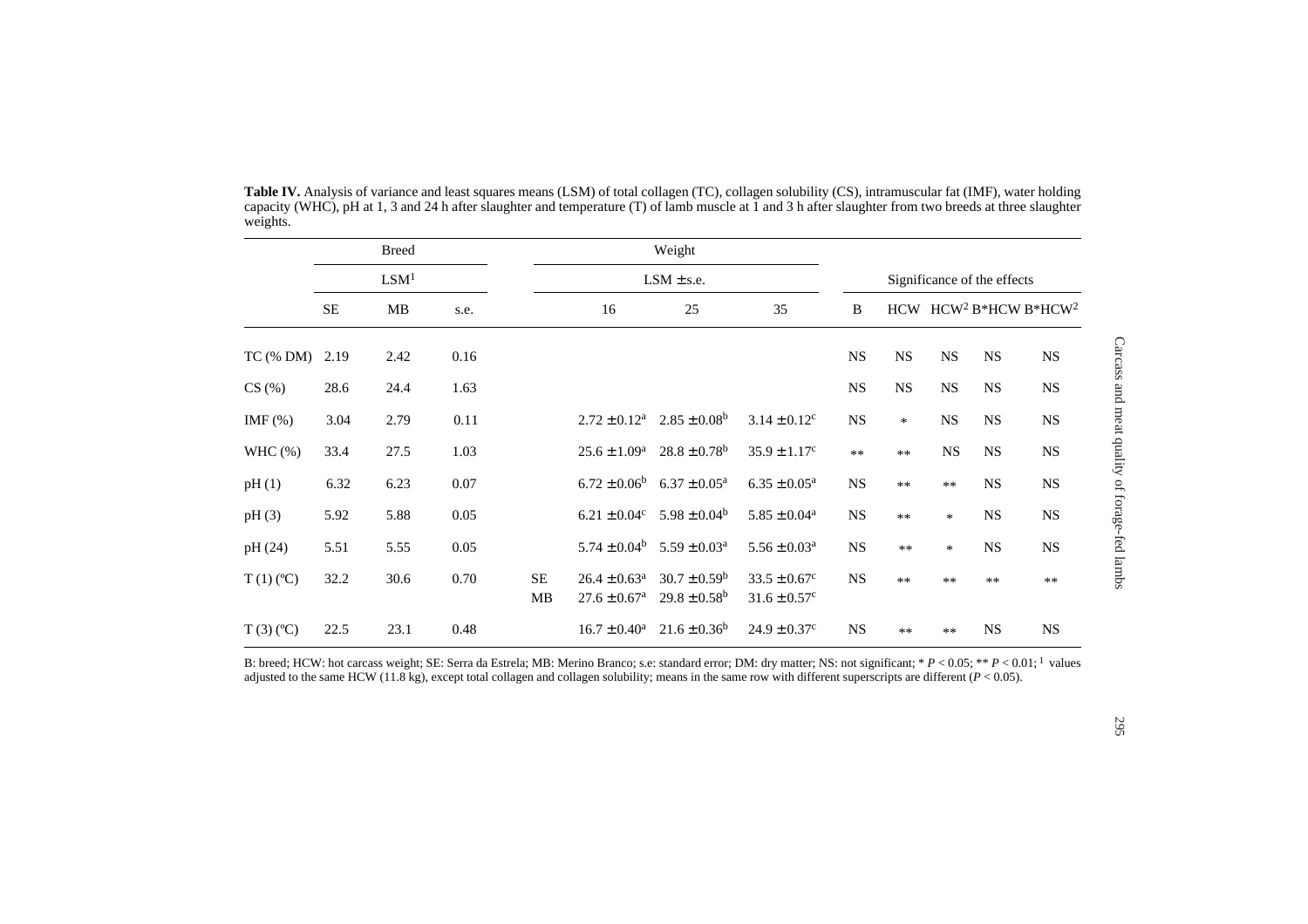**Table IV.** Analysis of variance and least squares means (LSM) of total collagen (TC), collagen solubility (CS), intramuscular fat (IMF), water holding capacity (WHC), pH at 1, 3 and 24 h after slaughter and temperature (T) of lamb muscle at 1 and 3 h after slaughter from two breeds at three slaughter weights.

| | Breed | | | | Weight | | | Significance of the effects | | | | |
|---|---|---|---|---|---|---|---|---|---|---|---|---|
| | LSM[1] | | | | LSM ± s.e. | | | | | | | |
| | SE | MB | s.e. | | 16 | 25 | 35 | B | HCW | HCW$^2$ | B*HCW | B*HCW$^2$ |
| TC (% DM) | 2.19 | 2.42 | 0.16 | | | | | NS | NS | NS | NS | NS |
| CS (%) | 28.6 | 24.4 | 1.63 | | | | | NS | NS | NS | NS | NS |
| IMF (%) | 3.04 | 2.79 | 0.11 | | 2.72 ± 0.12$^a$ | 2.85 ± 0.08$^b$ | 3.14 ± 0.12$^c$ | NS | * | NS | NS | NS |
| WHC (%) | 33.4 | 27.5 | 1.03 | | 25.6 ± 1.09$^a$ | 28.8 ± 0.78$^b$ | 35.9 ± 1.17$^c$ | ** | ** | NS | NS | NS |
| pH (1) | 6.32 | 6.23 | 0.07 | | 6.72 ± 0.06$^b$ | 6.37 ± 0.05$^a$ | 6.35 ± 0.05$^a$ | NS | ** | ** | NS | NS |
| pH (3) | 5.92 | 5.88 | 0.05 | | 6.21 ± 0.04$^c$ | 5.98 ± 0.04$^b$ | 5.85 ± 0.04$^a$ | NS | ** | * | NS | NS |
| pH (24) | 5.51 | 5.55 | 0.05 | | 5.74 ± 0.04$^b$ | 5.59 ± 0.03$^a$ | 5.56 ± 0.03$^a$ | NS | ** | * | NS | NS |
| T (1) (ºC) | 32.2 | 30.6 | 0.70 | SE | 26.4 ± 0.63$^a$ | 30.7 ± 0.59$^b$ | 33.5 ± 0.67$^c$ | NS | ** | ** | ** | ** |
| | | | | MB | 27.6 ± 0.67$^a$ | 29.8 ± 0.58$^b$ | 31.6 ± 0.57$^c$ | | | | | |
| T (3) (ºC) | 22.5 | 23.1 | 0.48 | | 16.7 ± 0.40$^a$ | 21.6 ± 0.36$^b$ | 24.9 ± 0.37$^c$ | NS | ** | ** | NS | NS |

B: breed; HCW: hot carcass weight; SE: Serra da Estrela; MB: Merino Branco; s.e: standard error; DM: dry matter; NS: not significant; * $P < 0.05$; ** $P < 0.01$; [1] values adjusted to the same HCW (11.8 kg), except total collagen and collagen solubility; means in the same row with different superscripts are different ($P < 0.05$).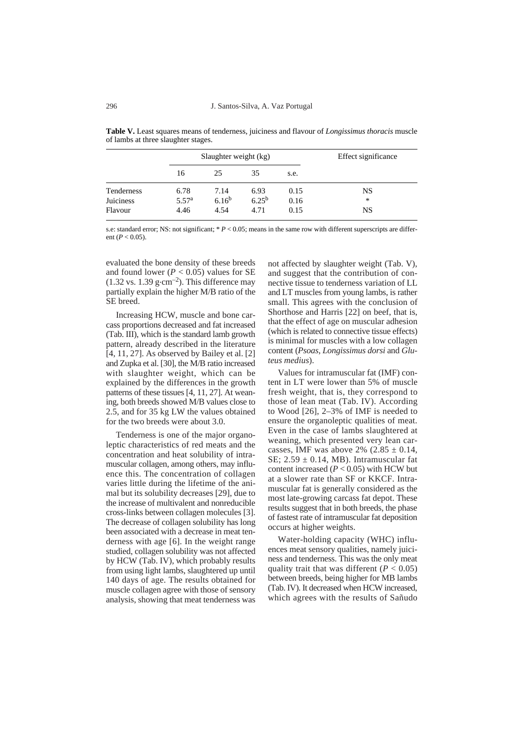**Table V.** Least squares means of tenderness, juiciness and flavour of *Longissimus thoracis* muscle of lambs at three slaughter stages.

| | Slaughter weight (kg) | | | | Effect significance |
|---|---|---|---|---|---|
| | 16 | 25 | 35 | s.e. | |
| Tenderness | 6.78 | 7.14 | 6.93 | 0.15 | NS |
| Juiciness | $5.57^{a}$ | $6.16^{b}$ | $6.25^{b}$ | 0.16 | * |
| Flavour | 4.46 | 4.54 | 4.71 | 0.15 | NS |

s.e: standard error; NS: not significant; * $P < 0.05$; means in the same row with different superscripts are different ($P < 0.05$).

evaluated the bone density of these breeds and found lower ($P < 0.05$) values for SE (1.32 vs. 1.39 $g \cdot cm^{-2}$). This difference may partially explain the higher M/B ratio of the SE breed.

Increasing HCW, muscle and bone carcass proportions decreased and fat increased (Tab. III), which is the standard lamb growth pattern, already described in the literature [4, 11, 27]. As observed by Bailey et al. [2] and Zupka et al. [30], the M/B ratio increased with slaughter weight, which can be explained by the differences in the growth patterns of these tissues [4, 11, 27]. At weaning, both breeds showed M/B values close to 2.5, and for 35 kg LW the values obtained for the two breeds were about 3.0.

Tenderness is one of the major organoleptic characteristics of red meats and the concentration and heat solubility of intramuscular collagen, among others, may influence this. The concentration of collagen varies little during the lifetime of the animal but its solubility decreases [29], due to the increase of multivalent and nonreducible cross-links between collagen molecules [3]. The decrease of collagen solubility has long been associated with a decrease in meat tenderness with age [6]. In the weight range studied, collagen solubility was not affected by HCW (Tab. IV), which probably results from using light lambs, slaughtered up until 140 days of age. The results obtained for muscle collagen agree with those of sensory analysis, showing that meat tenderness was not affected by slaughter weight (Tab. V), and suggest that the contribution of connective tissue to tenderness variation of LL and LT muscles from young lambs, is rather small. This agrees with the conclusion of Shorthose and Harris [22] on beef, that is, that the effect of age on muscular adhesion (which is related to connective tissue effects) is minimal for muscles with a low collagen content (*Psoas*, *Longissimus dorsi* and *Gluteus medius*).

Values for intramuscular fat (IMF) content in LT were lower than 5% of muscle fresh weight, that is, they correspond to those of lean meat (Tab. IV). According to Wood [26], 2–3% of IMF is needed to ensure the organoleptic qualities of meat. Even in the case of lambs slaughtered at weaning, which presented very lean carcasses, IMF was above 2% (2.85 ± 0.14, SE; 2.59 ± 0.14, MB). Intramuscular fat content increased ($P < 0.05$) with HCW but at a slower rate than SF or KKCF. Intramuscular fat is generally considered as the most late-growing carcass fat depot. These results suggest that in both breeds, the phase of fastest rate of intramuscular fat deposition occurs at higher weights.

Water-holding capacity (WHC) influences meat sensory qualities, namely juiciness and tenderness. This was the only meat quality trait that was different ($P < 0.05$) between breeds, being higher for MB lambs (Tab. IV). It decreased when HCW increased, which agrees with the results of Sañudo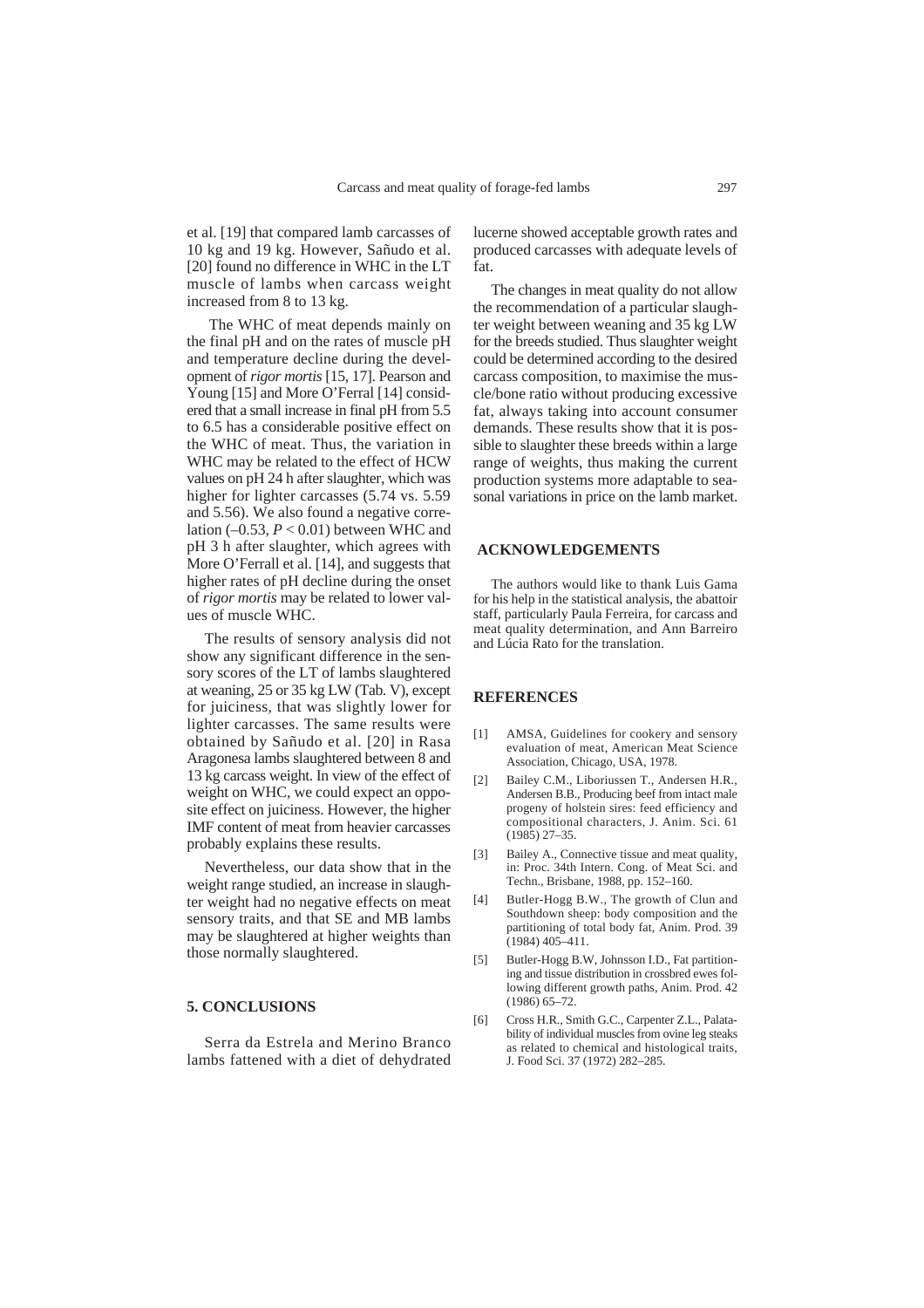et al. [19] that compared lamb carcasses of 10 kg and 19 kg. However, Sañudo et al. [20] found no difference in WHC in the LT muscle of lambs when carcass weight increased from 8 to 13 kg.

The WHC of meat depends mainly on the final pH and on the rates of muscle pH and temperature decline during the development of *rigor mortis* [15, 17]. Pearson and Young [15] and More O'Ferral [14] considered that a small increase in final pH from 5.5 to 6.5 has a considerable positive effect on the WHC of meat. Thus, the variation in WHC may be related to the effect of HCW values on pH 24 h after slaughter, which was higher for lighter carcasses (5.74 vs. 5.59 and 5.56). We also found a negative correlation (–0.53, $P < 0.01$) between WHC and pH 3 h after slaughter, which agrees with More O'Ferrall et al. [14], and suggests that higher rates of pH decline during the onset of *rigor mortis* may be related to lower values of muscle WHC.

The results of sensory analysis did not show any significant difference in the sensory scores of the LT of lambs slaughtered at weaning, 25 or 35 kg LW (Tab. V), except for juiciness, that was slightly lower for lighter carcasses. The same results were obtained by Sañudo et al. [20] in Rasa Aragonesa lambs slaughtered between 8 and 13 kg carcass weight. In view of the effect of weight on WHC, we could expect an opposite effect on juiciness. However, the higher IMF content of meat from heavier carcasses probably explains these results.

Nevertheless, our data show that in the weight range studied, an increase in slaughter weight had no negative effects on meat sensory traits, and that SE and MB lambs may be slaughtered at higher weights than those normally slaughtered.

## 5. CONCLUSIONS

Serra da Estrela and Merino Branco lambs fattened with a diet of dehydrated lucerne showed acceptable growth rates and produced carcasses with adequate levels of fat.

The changes in meat quality do not allow the recommendation of a particular slaughter weight between weaning and 35 kg LW for the breeds studied. Thus slaughter weight could be determined according to the desired carcass composition, to maximise the muscle/bone ratio without producing excessive fat, always taking into account consumer demands. These results show that it is possible to slaughter these breeds within a large range of weights, thus making the current production systems more adaptable to seasonal variations in price on the lamb market.

## ACKNOWLEDGEMENTS

The authors would like to thank Luis Gama for his help in the statistical analysis, the abattoir staff, particularly Paula Ferreira, for carcass and meat quality determination, and Ann Barreiro and Lúcia Rato for the translation.

## REFERENCES

[1] AMSA, Guidelines for cookery and sensory evaluation of meat, American Meat Science Association, Chicago, USA, 1978.

[2] Bailey C.M., Liboriussen T., Andersen H.R., Andersen B.B., Producing beef from intact male progeny of holstein sires: feed efficiency and compositional characters, J. Anim. Sci. 61 (1985) 27–35.

[3] Bailey A., Connective tissue and meat quality, in: Proc. 34th Intern. Cong. of Meat Sci. and Techn., Brisbane, 1988, pp. 152–160.

[4] Butler-Hogg B.W., The growth of Clun and Southdown sheep: body composition and the partitioning of total body fat, Anim. Prod. 39 (1984) 405–411.

[5] Butler-Hogg B.W, Johnsson I.D., Fat partitioning and tissue distribution in crossbred ewes following different growth paths, Anim. Prod. 42 (1986) 65–72.

[6] Cross H.R., Smith G.C., Carpenter Z.L., Palatability of individual muscles from ovine leg steaks as related to chemical and histological traits, J. Food Sci. 37 (1972) 282–285.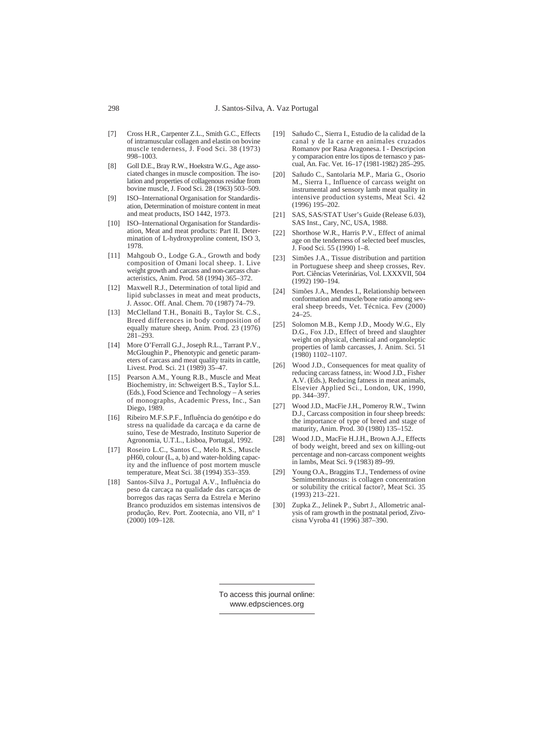[7] Cross H.R., Carpenter Z.L., Smith G.C., Effects of intramuscular collagen and elastin on bovine muscle tenderness, J. Food Sci. 38 (1973) 998–1003.

[8] Goll D.E., Bray R.W., Hoekstra W.G., Age associated changes in muscle composition. The isolation and properties of collagenous residue from bovine muscle, J. Food Sci. 28 (1963) 503–509.

[9] ISO–International Organisation for Standardisation, Determination of moisture content in meat and meat products, ISO 1442, 1973.

[10] ISO–International Organisation for Standardisation, Meat and meat products: Part II. Determination of L-hydroxyproline content, ISO 3, 1978.

[11] Mahgoub O., Lodge G.A., Growth and body composition of Omani local sheep. 1. Live weight growth and carcass and non-carcass characteristics, Anim. Prod. 58 (1994) 365–372.

[12] Maxwell R.J., Determination of total lipid and lipid subclasses in meat and meat products, J. Assoc. Off. Anal. Chem. 70 (1987) 74–79.

[13] McClelland T.H., Bonaiti B., Taylor St. C.S., Breed differences in body composition of equally mature sheep, Anim. Prod. 23 (1976) 281–293.

[14] More O'Ferrall G.J., Joseph R.L., Tarrant P.V., McGloughin P., Phenotypic and genetic parameters of carcass and meat quality traits in cattle, Livest. Prod. Sci. 21 (1989) 35–47.

[15] Pearson A.M., Young R.B., Muscle and Meat Biochemistry, in: Schweigert B.S., Taylor S.L. (Eds.), Food Science and Technology – A series of monographs, Academic Press, Inc., San Diego, 1989.

[16] Ribeiro M.F.S.P.F., Influência do genótipo e do stress na qualidade da carcaça e da carne de suíno, Tese de Mestrado, Instituto Superior de Agronomia, U.T.L., Lisboa, Portugal, 1992.

[17] Roseiro L.C., Santos C., Melo R.S., Muscle pH60, colour (L, a, b) and water-holding capacity and the influence of post mortem muscle temperature, Meat Sci. 38 (1994) 353–359.

[18] Santos-Silva J., Portugal A.V., Influência do peso da carcaça na qualidade das carcaças de borregos das raças Serra da Estrela e Merino Branco produzidos em sistemas intensivos de produção, Rev. Port. Zootecnia, ano VII, n° 1 (2000) 109–128.

[19] Sañudo C., Sierra I., Estudio de la calidad de la canal y de la carne en animales cruzados Romanov por Rasa Aragonesa. I - Descripcion y comparacion entre los tipos de ternasco y pascual, An. Fac. Vet. 16–17 (1981-1982) 285–295.

[20] Sañudo C., Santolaria M.P., Maria G., Osorio M., Sierra I., Influence of carcass weight on instrumental and sensory lamb meat quality in intensive production systems, Meat Sci. 42 (1996) 195–202.

[21] SAS, SAS/STAT User's Guide (Release 6.03), SAS Inst., Cary, NC, USA, 1988.

[22] Shorthose W.R., Harris P.V., Effect of animal age on the tenderness of selected beef muscles, J. Food Sci. 55 (1990) 1–8.

[23] Simões J.A., Tissue distribution and partition in Portuguese sheep and sheep crosses, Rev. Port. Ciências Veterinárias, Vol. LXXXVII, 504 (1992) 190–194.

[24] Simões J.A., Mendes I., Relationship between conformation and muscle/bone ratio among several sheep breeds, Vet. Técnica. Fev (2000) 24–25.

[25] Solomon M.B., Kemp J.D., Moody W.G., Ely D.G., Fox J.D., Effect of breed and slaughter weight on physical, chemical and organoleptic properties of lamb carcasses, J. Anim. Sci. 51 (1980) 1102–1107.

[26] Wood J.D., Consequences for meat quality of reducing carcass fatness, in: Wood J.D., Fisher A.V. (Eds.), Reducing fatness in meat animals, Elsevier Applied Sci., London, UK, 1990, pp. 344–397.

[27] Wood J.D., MacFie J.H., Pomeroy R.W., Twinn D.J., Carcass composition in four sheep breeds: the importance of type of breed and stage of maturity, Anim. Prod. 30 (1980) 135–152.

[28] Wood J.D., MacFie H.J.H., Brown A.J., Effects of body weight, breed and sex on killing-out percentage and non-carcass component weights in lambs, Meat Sci. 9 (1983) 89–99.

[29] Young O.A., Braggins T.J., Tenderness of ovine Semimembranosus: is collagen concentration or solubility the critical factor?, Meat Sci. 35 (1993) 213–221.

[30] Zupka Z., Jelinek P., Subrt J., Allometric analysis of ram growth in the postnatal period, Zivocisna Vyroba 41 (1996) 387–390.

To access this journal online:
www.edpsciences.org